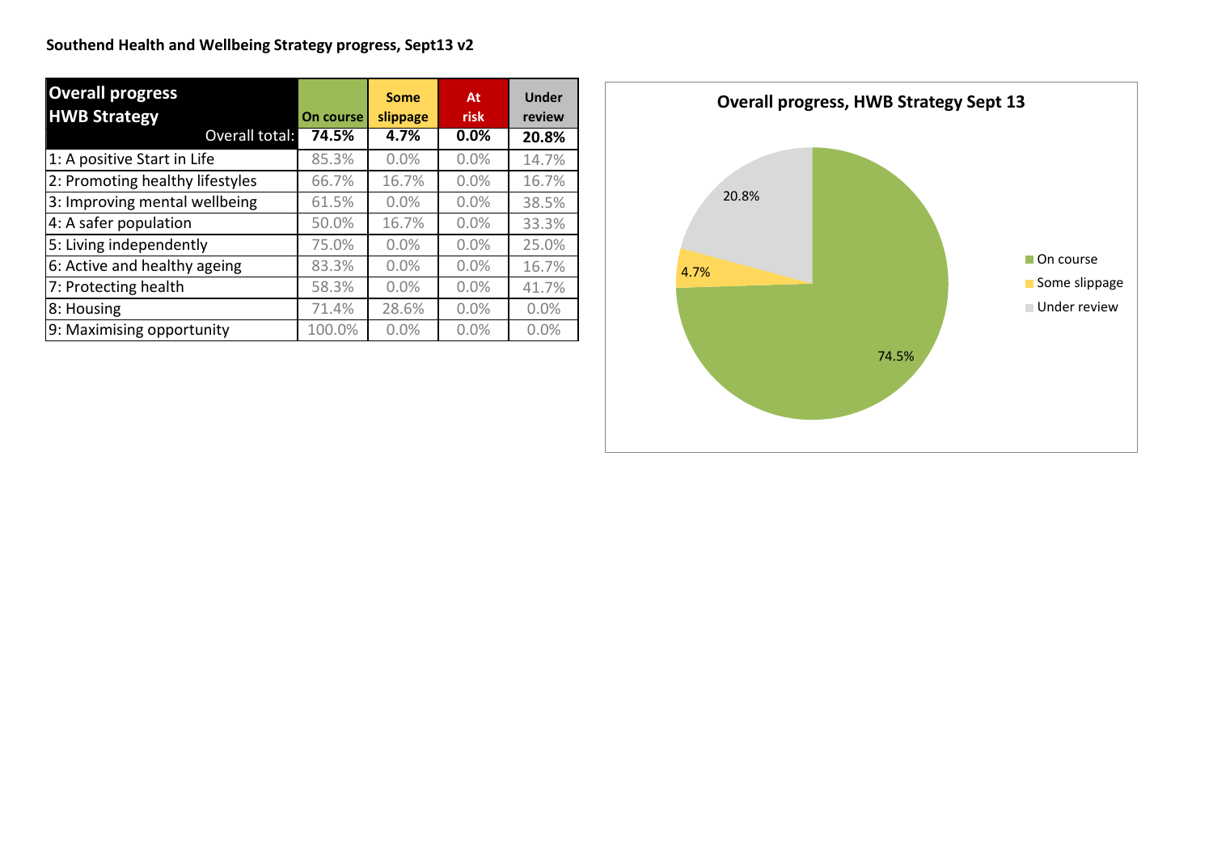**Southend Health and Wellbeing Strategy progress, Sept13 v2**

| Overall progress HWB Strategy | On course | Some slippage | At risk | Under review |
|---|---|---|---|---|
| Overall total: | **74.5%** | **4.7%** | **0.0%** | **20.8%** |
| 1: A positive Start in Life | 85.3% | 0.0% | 0.0% | 14.7% |
| 2: Promoting healthy lifestyles | 66.7% | 16.7% | 0.0% | 16.7% |
| 3: Improving mental wellbeing | 61.5% | 0.0% | 0.0% | 38.5% |
| 4: A safer population | 50.0% | 16.7% | 0.0% | 33.3% |
| 5: Living independently | 75.0% | 0.0% | 0.0% | 25.0% |
| 6: Active and healthy ageing | 83.3% | 0.0% | 0.0% | 16.7% |
| 7: Protecting health | 58.3% | 0.0% | 0.0% | 41.7% |
| 8: Housing | 71.4% | 28.6% | 0.0% | 0.0% |
| 9: Maximising opportunity | 100.0% | 0.0% | 0.0% | 0.0% |

**Overall progress, HWB Strategy Sept 13**

| Status | Percentage |
|---|---|
| On course | 74.5% |
| Some slippage | 4.7% |
| Under review | 20.8% |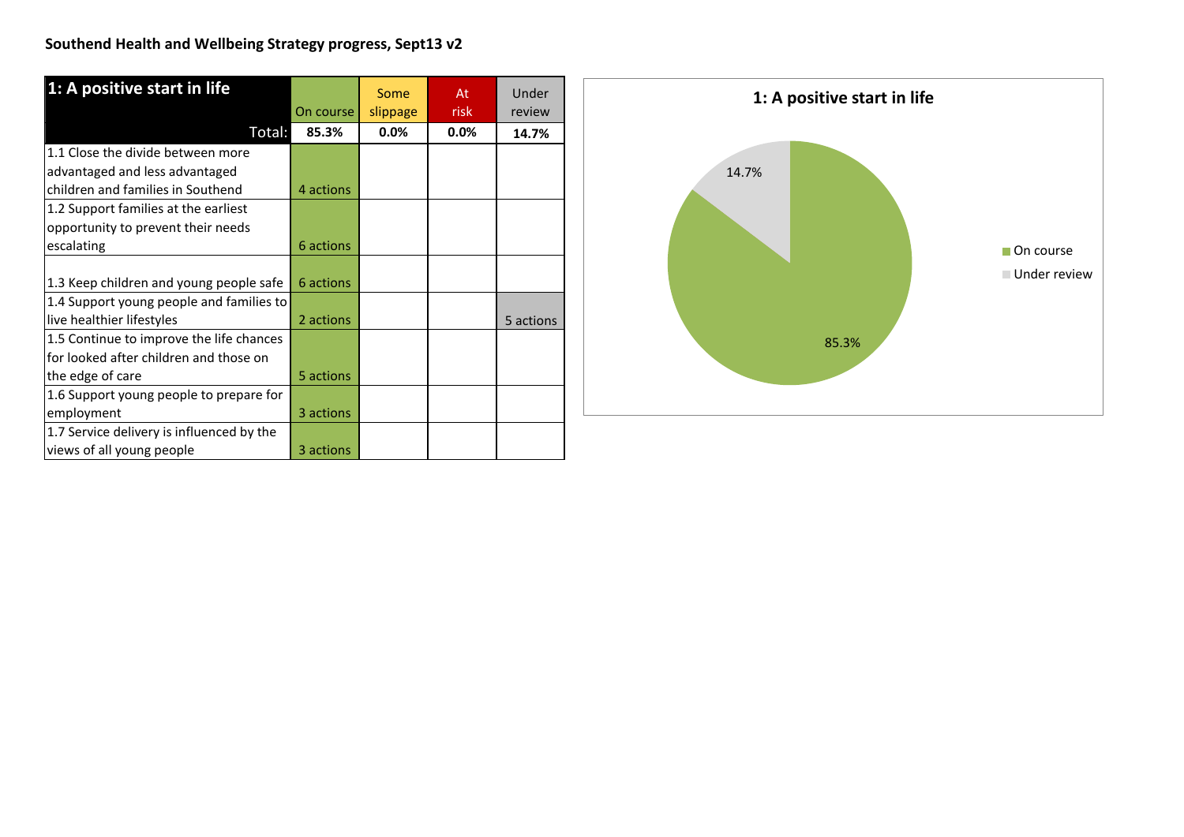**Southend Health and Wellbeing Strategy progress, Sept13 v2**

| 1: A positive start in life | On course | Some slippage | At risk | Under review |
|---|---|---|---|---|
| Total: | 85.3% | 0.0% | 0.0% | 14.7% |
| 1.1 Close the divide between more advantaged and less advantaged children and families in Southend | 4 actions | | | |
| 1.2 Support families at the earliest opportunity to prevent their needs escalating | 6 actions | | | |
| 1.3 Keep children and young people safe | 6 actions | | | |
| 1.4 Support young people and families to live healthier lifestyles | 2 actions | | | 5 actions |
| 1.5 Continue to improve the life chances for looked after children and those on the edge of care | 5 actions | | | |
| 1.6 Support young people to prepare for employment | 3 actions | | | |
| 1.7 Service delivery is influenced by the views of all young people | 3 actions | | | |

**1: A positive start in life**

| Status | Percentage |
|---|---|
| On course | 85.3% |
| Under review | 14.7% |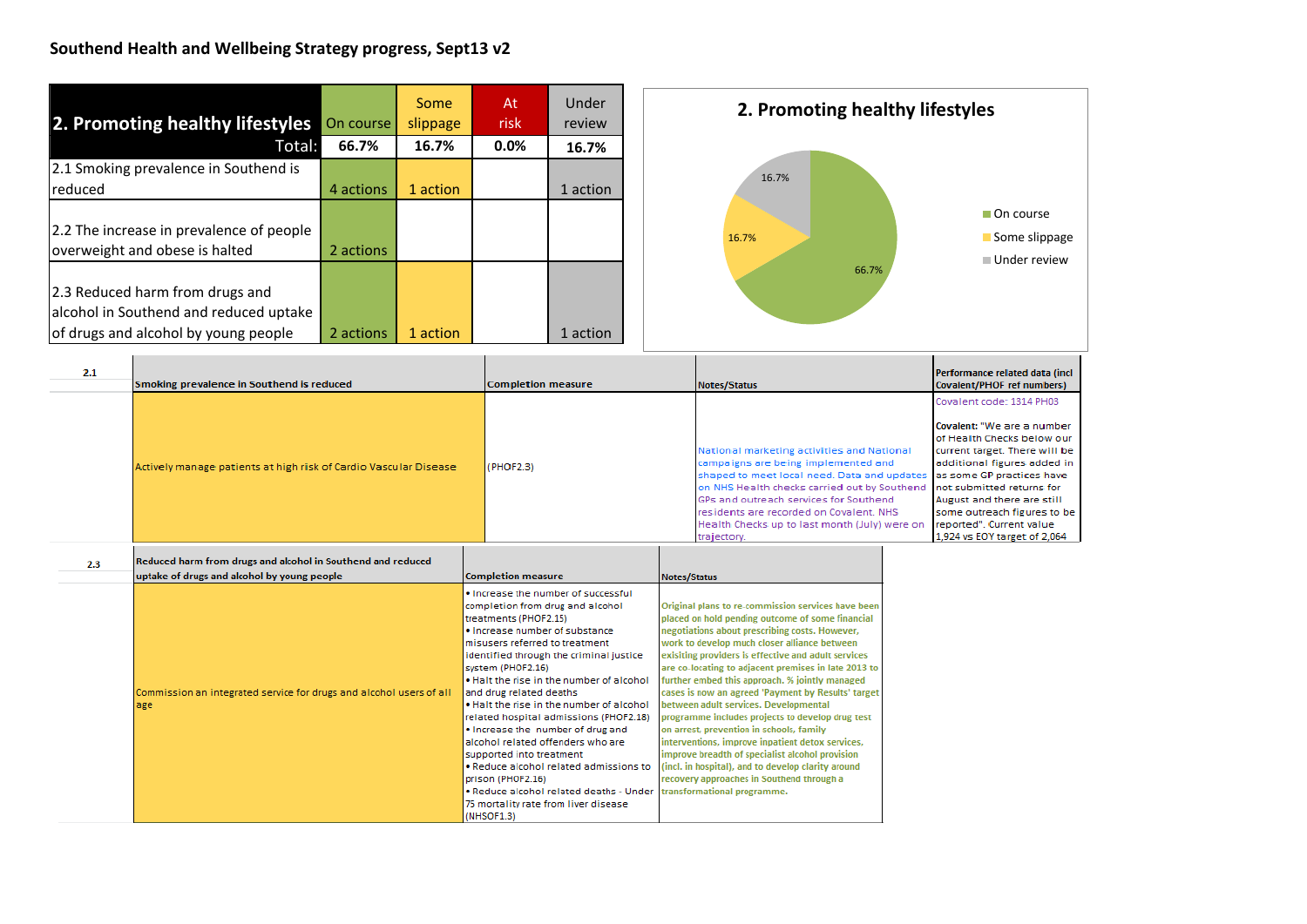# Southend Health and Wellbeing Strategy progress, Sept13 v2

| 2. Promoting healthy lifestyles | On course | Some slippage | At risk | Under review |
|---|---|---|---|---|
| Total: | 66.7% | 16.7% | 0.0% | 16.7% |
| 2.1 Smoking prevalence in Southend is reduced | 4 actions | 1 action | | 1 action |
| 2.2 The increase in prevalence of people overweight and obese is halted | 2 actions | | | |
| 2.3 Reduced harm from drugs and alcohol in Southend and reduced uptake of drugs and alcohol by young people | 2 actions | 1 action | | 1 action |

**2. Promoting healthy lifestyles**

- On course: 66.7%
- Some slippage: 16.7%
- Under review: 16.7%

| 2.1 | Smoking prevalence in Southend is reduced | Completion measure | Notes/Status | Performance related data (incl Covalent/PHOF ref numbers) |
|---|---|---|---|---|
| | Actively manage patients at high risk of Cardio Vascular Disease | (PHOF2.3) | National marketing activities and National campaigns are being implemented and shaped to meet local need. Data and updates on NHS Health checks carried out by Southend GPs and outreach services for Southend residents are recorded on Covalent. NHS Health Checks up to last month (July) were on trajectory. | Covalent code: 1314 PH03<br><br>**Covalent:** "We are a number of Health Checks below our current target. There will be additional figures added in as some GP practices have not submitted returns for August and there are still some outreach figures to be reported". Current value 1,924 vs EOY target of 2,064 |

| 2.3 | Reduced harm from drugs and alcohol in Southend and reduced uptake of drugs and alcohol by young people | Completion measure | Notes/Status |
|---|---|---|---|
| | Commission an integrated service for drugs and alcohol users of all age | • Increase the number of successful completion from drug and alcohol treatments (PHOF2.15)<br>• Increase number of substance misusers referred to treatment identified through the criminal justice system (PHOF2.16)<br>• Halt the rise in the number of alcohol and drug related deaths<br>• Halt the rise in the number of alcohol related hospital admissions (PHOF2.18)<br>• Increase the number of drug and alcohol related offenders who are supported into treatment<br>• Reduce alcohol related admissions to prison (PHOF2.16)<br>• Reduce alcohol related deaths - Under 75 mortality rate from liver disease (NHSOF1.3) | Original plans to re-commission services have been placed on hold pending outcome of some financial negotiations about prescribing costs. However, work to develop much closer alliance between exisiting providers is effective and adult services are co-locating to adjacent premises in late 2013 to further embed this approach. % jointly managed cases is now an agreed 'Payment by Results' target between adult services. Developmental programme includes projects to develop drug test on arrest, prevention in schools, family interventions, improve inpatient detox services, improve breadth of specialist alcohol provision (incl. in hospital), and to develop clarity around recovery approaches in Southend through a transformational programme. |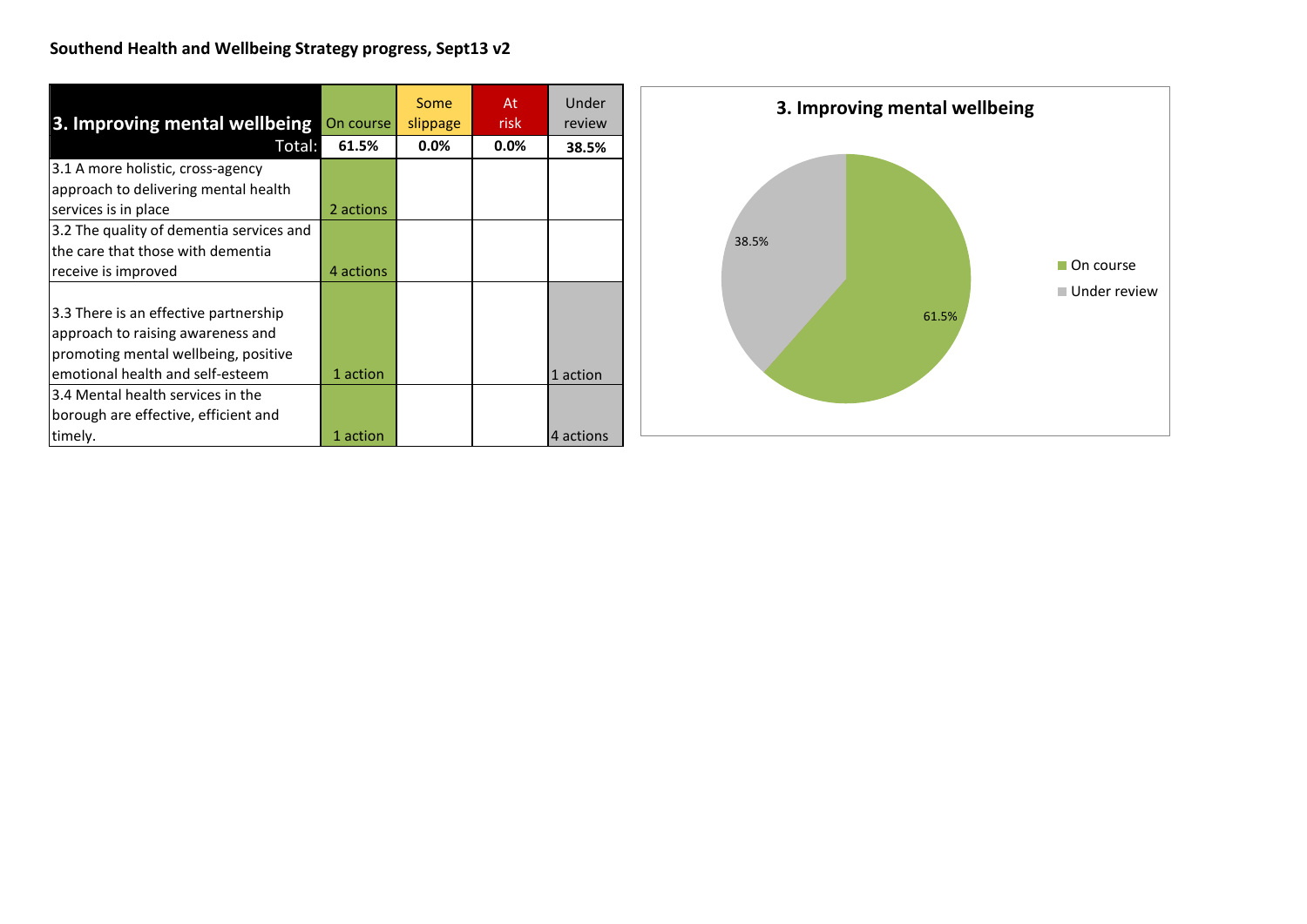**Southend Health and Wellbeing Strategy progress, Sept13 v2**

| 3. Improving mental wellbeing | On course | Some slippage | At risk | Under review |
|---|---|---|---|---|
| Total: | 61.5% | 0.0% | 0.0% | 38.5% |
| 3.1 A more holistic, cross-agency approach to delivering mental health services is in place | 2 actions | | | |
| 3.2 The quality of dementia services and the care that those with dementia receive is improved | 4 actions | | | |
| 3.3 There is an effective partnership approach to raising awareness and promoting mental wellbeing, positive emotional health and self-esteem | 1 action | | | 1 action |
| 3.4 Mental health services in the borough are effective, efficient and timely. | 1 action | | | 4 actions |

**3. Improving mental wellbeing**

| Status | Share |
|---|---|
| On course | 61.5% |
| Under review | 38.5% |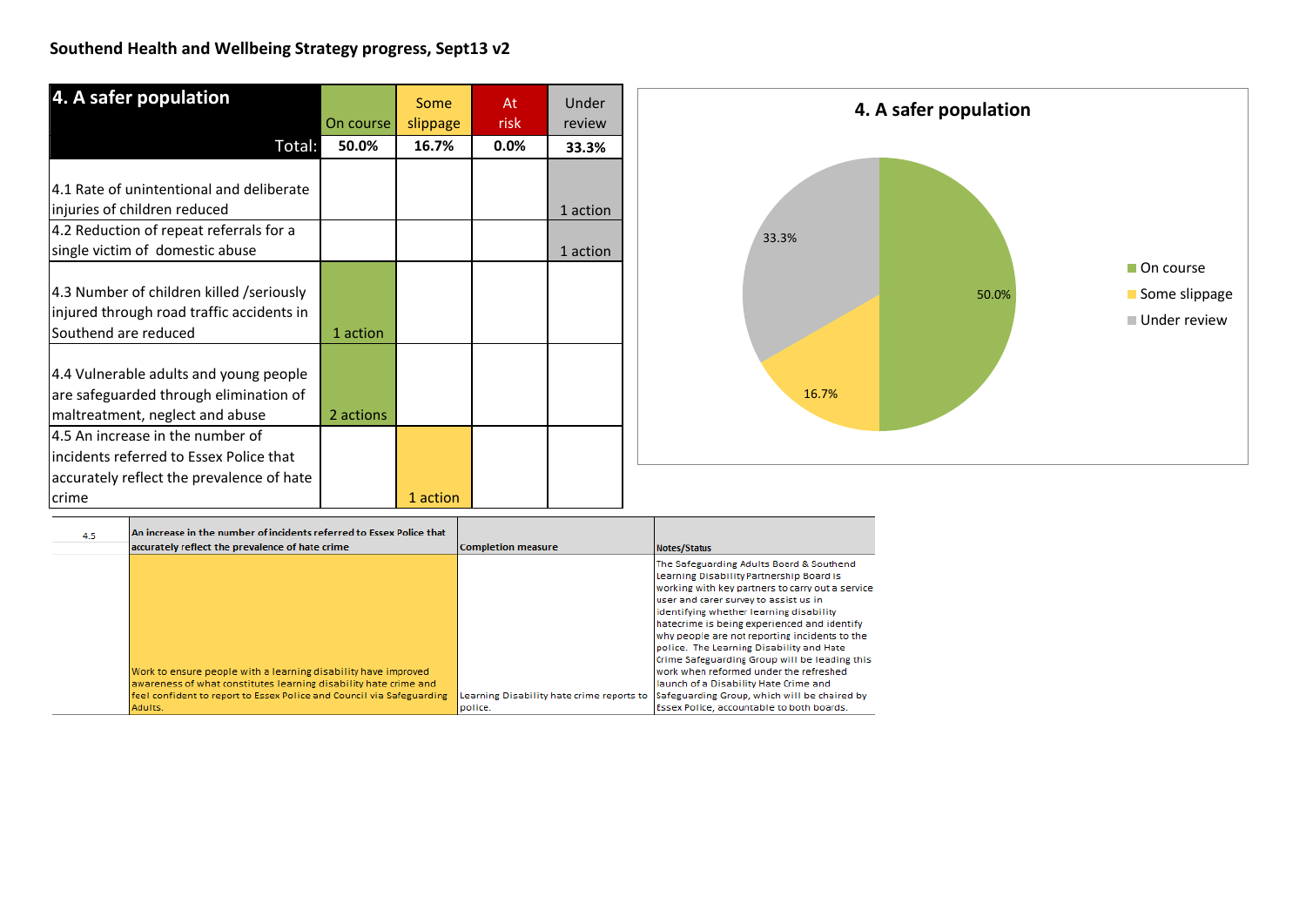**Southend Health and Wellbeing Strategy progress, Sept13 v2**

| 4. A safer population | On course | Some slippage | At risk | Under review |
|---|---|---|---|---|
| Total: | 50.0% | 16.7% | 0.0% | 33.3% |
| 4.1 Rate of unintentional and deliberate injuries of children reduced | | | | 1 action |
| 4.2 Reduction of repeat referrals for a single victim of domestic abuse | | | | 1 action |
| 4.3 Number of children killed /seriously injured through road traffic accidents in Southend are reduced | 1 action | | | |
| 4.4 Vulnerable adults and young people are safeguarded through elimination of maltreatment, neglect and abuse | 2 actions | | | |
| 4.5 An increase in the number of incidents referred to Essex Police that accurately reflect the prevalence of hate crime | | 1 action | | |

**4. A safer population**

| Status | Percentage |
|---|---|
| On course | 50.0% |
| Some slippage | 16.7% |
| Under review | 33.3% |

| 4.5 | An increase in the number of incidents referred to Essex Police that accurately reflect the prevalence of hate crime | Completion measure | Notes/Status |
|---|---|---|---|
| | Work to ensure people with a learning disability have improved awareness of what constitutes learning disability hate crime and feel confident to report to Essex Police and Council via Safeguarding Adults. | Learning Disability hate crime reports to police. | The Safeguarding Adults Board & Southend Learning Disability Partnership Board is working with key partners to carry out a service user and carer survey to assist us in identifying whether learning disability hatecrime is being experienced and identify why people are not reporting incidents to the police. The Learning Disability and Hate Crime Safeguarding Group will be leading this work when reformed under the refreshed launch of a Disability Hate Crime and Safeguarding Group, which will be chaired by Essex Police, accountable to both boards. |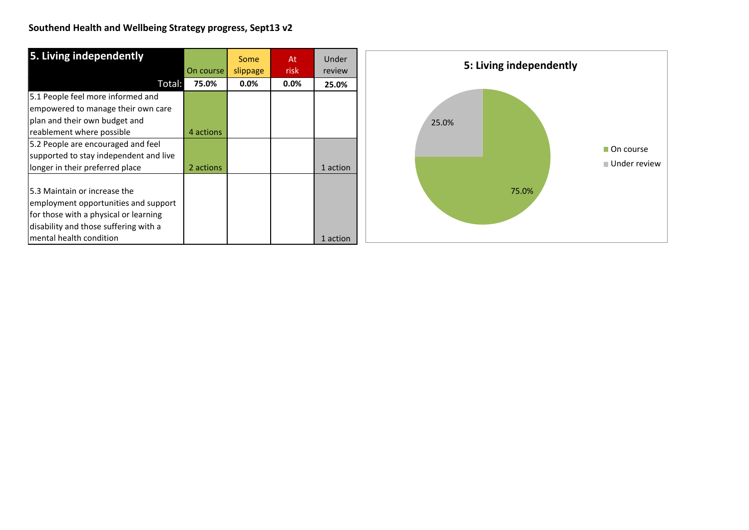**Southend Health and Wellbeing Strategy progress, Sept13 v2**

| 5. Living independently | On course | Some slippage | At risk | Under review |
|---|---|---|---|---|
| Total: | 75.0% | 0.0% | 0.0% | 25.0% |
| 5.1 People feel more informed and empowered to manage their own care plan and their own budget and reablement where possible | 4 actions | | | |
| 5.2 People are encouraged and feel supported to stay independent and live longer in their preferred place | 2 actions | | | 1 action |
| 5.3 Maintain or increase the employment opportunities and support for those with a physical or learning disability and those suffering with a mental health condition | | | | 1 action |

**5: Living independently**

| Status | Share |
|---|---|
| On course | 75.0% |
| Under review | 25.0% |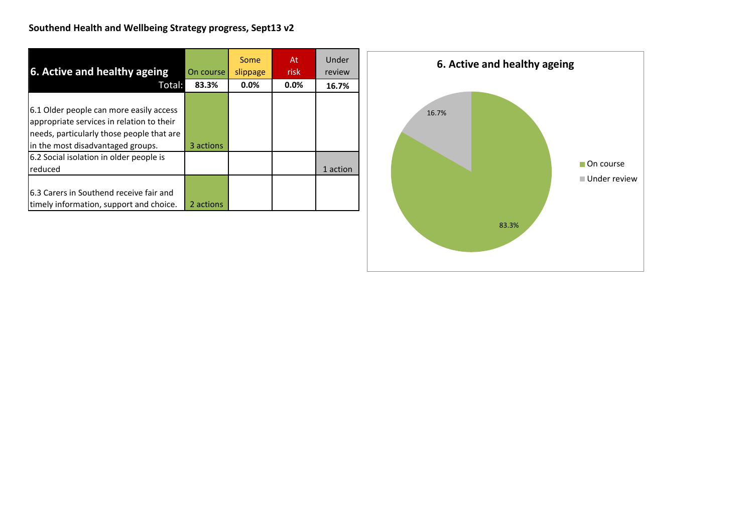**Southend Health and Wellbeing Strategy progress, Sept13 v2**

| 6. Active and healthy ageing | On course | Some slippage | At risk | Under review |
|---|---|---|---|---|
| Total: | 83.3% | 0.0% | 0.0% | 16.7% |
| 6.1 Older people can more easily access appropriate services in relation to their needs, particularly those people that are in the most disadvantaged groups. | 3 actions | | | |
| 6.2 Social isolation in older people is reduced | | | | 1 action |
| 6.3 Carers in Southend receive fair and timely information, support and choice. | 2 actions | | | |

**6. Active and healthy ageing**

- On course: 83.3%
- Under review: 16.7%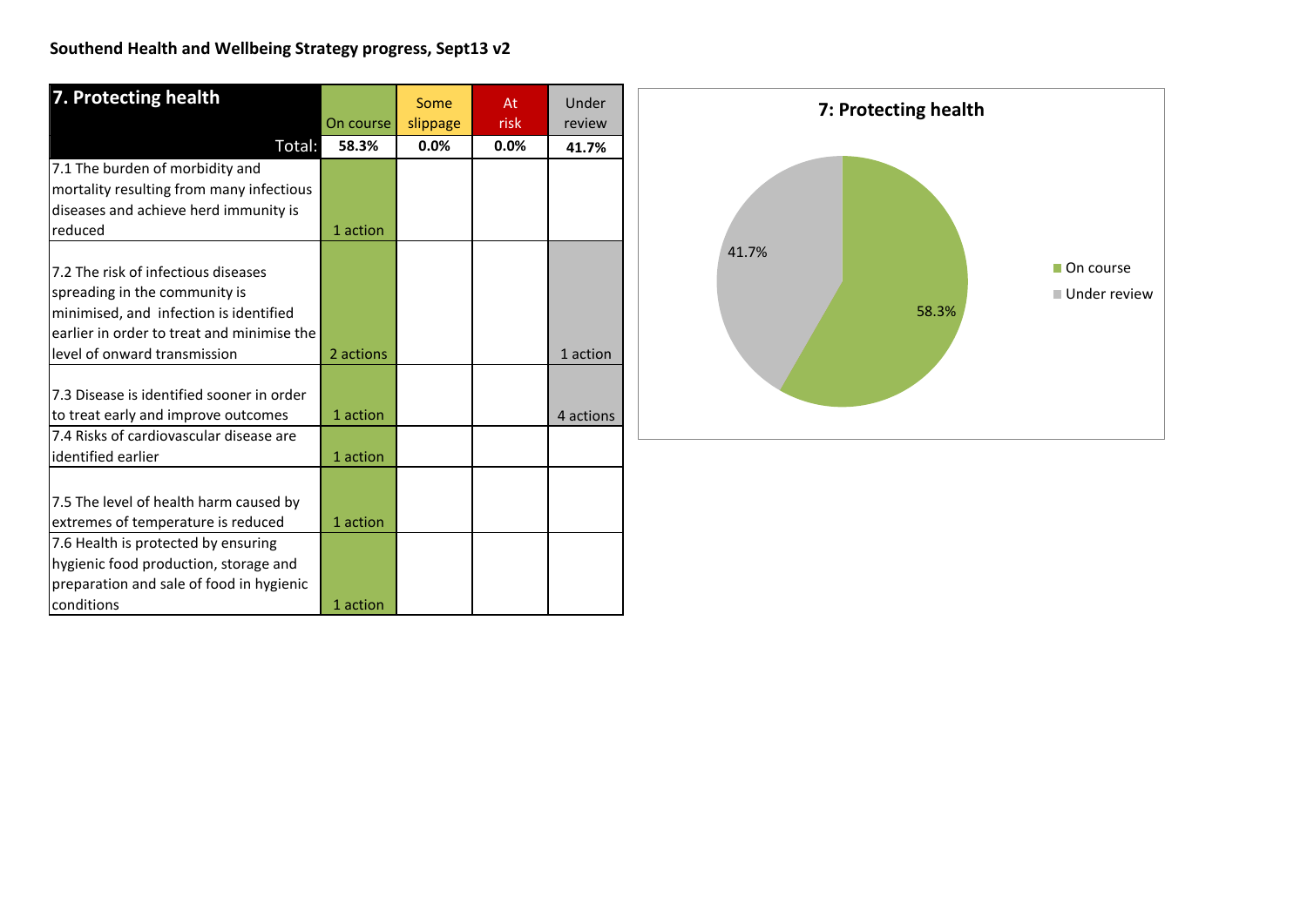**Southend Health and Wellbeing Strategy progress, Sept13 v2**

| 7. Protecting health | On course | Some slippage | At risk | Under review |
|---|---|---|---|---|
| Total: | 58.3% | 0.0% | 0.0% | 41.7% |
| 7.1 The burden of morbidity and mortality resulting from many infectious diseases and achieve herd immunity is reduced | 1 action | | | |
| 7.2 The risk of infectious diseases spreading in the community is minimised, and infection is identified earlier in order to treat and minimise the level of onward transmission | 2 actions | | | 1 action |
| 7.3 Disease is identified sooner in order to treat early and improve outcomes | 1 action | | | 4 actions |
| 7.4 Risks of cardiovascular disease are identified earlier | 1 action | | | |
| 7.5 The level of health harm caused by extremes of temperature is reduced | 1 action | | | |
| 7.6 Health is protected by ensuring hygienic food production, storage and preparation and sale of food in hygienic conditions | 1 action | | | |

**7: Protecting health**

| Status | Share |
|---|---|
| On course | 58.3% |
| Under review | 41.7% |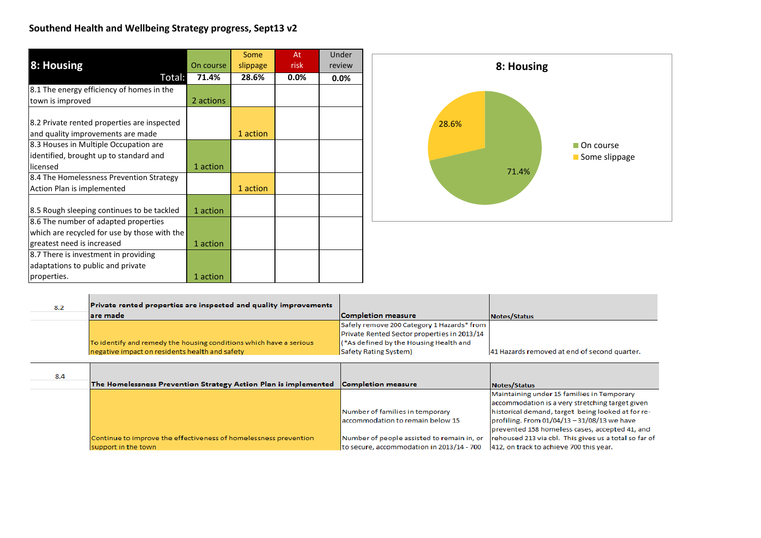## Southend Health and Wellbeing Strategy progress, Sept13 v2

| 8: Housing | On course | Some slippage | At risk | Under review |
|---|---|---|---|---|
| Total: | 71.4% | 28.6% | 0.0% | 0.0% |
| 8.1 The energy efficiency of homes in the town is improved | 2 actions | | | |
| 8.2 Private rented properties are inspected and quality improvements are made | | 1 action | | |
| 8.3 Houses in Multiple Occupation are identified, brought up to standard and licensed | 1 action | | | |
| 8.4 The Homelessness Prevention Strategy Action Plan is implemented | | 1 action | | |
| 8.5 Rough sleeping continues to be tackled | 1 action | | | |
| 8.6 The number of adapted properties which are recycled for use by those with the greatest need is increased | 1 action | | | |
| 8.7 There is investment in providing adaptations to public and private properties. | 1 action | | | |

**8: Housing**

- On course: 71.4%
- Some slippage: 28.6%

| 8.2 | Private rented properties are inspected and quality improvements are made | Completion measure | Notes/Status |
|---|---|---|---|
| | To identify and remedy the housing conditions which have a serious negative impact on residents health and safety | Safely remove 200 Category 1 Hazards* from Private Rented Sector properties in 2013/14 (*As defined by the Housing Health and Safety Rating System) | 41 Hazards removed at end of second quarter. |

| 8.4 | The Homelessness Prevention Strategy Action Plan is implemented | Completion measure | Notes/Status |
|---|---|---|---|
| | Continue to improve the effectiveness of homelessness prevention support in the town | Number of families in temporary accommodation to remain below 15<br><br>Number of people assisted to remain in, or to secure, accommodation in 2013/14 - 700 | Maintaining under 15 families in Temporary accommodation is a very stretching target given historical demand, target being looked at for re-profiling. From 01/04/13 – 31/08/13 we have prevented 158 homeless cases, accepted 41, and rehoused 213 via cbl. This gives us a total so far of 412, on track to achieve 700 this year. |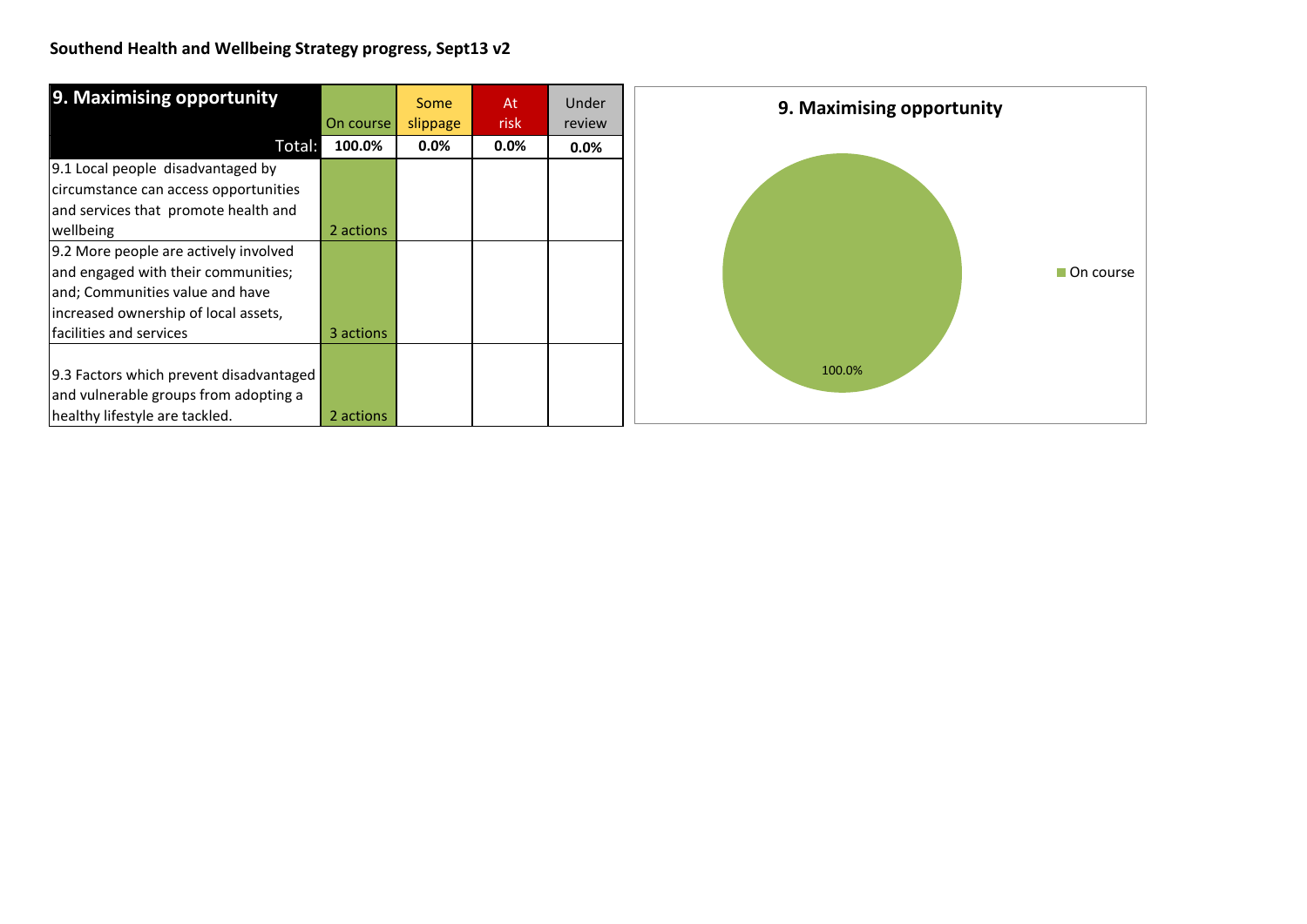**Southend Health and Wellbeing Strategy progress, Sept13 v2**

| 9. Maximising opportunity | On course | Some slippage | At risk | Under review |
|---|---|---|---|---|
| Total: | 100.0% | 0.0% | 0.0% | 0.0% |
| 9.1 Local people disadvantaged by circumstance can access opportunities and services that promote health and wellbeing | 2 actions | | | |
| 9.2 More people are actively involved and engaged with their communities; and; Communities value and have increased ownership of local assets, facilities and services | 3 actions | | | |
| 9.3 Factors which prevent disadvantaged and vulnerable groups from adopting a healthy lifestyle are tackled. | 2 actions | | | |

9. Maximising opportunity

100.0%

On course